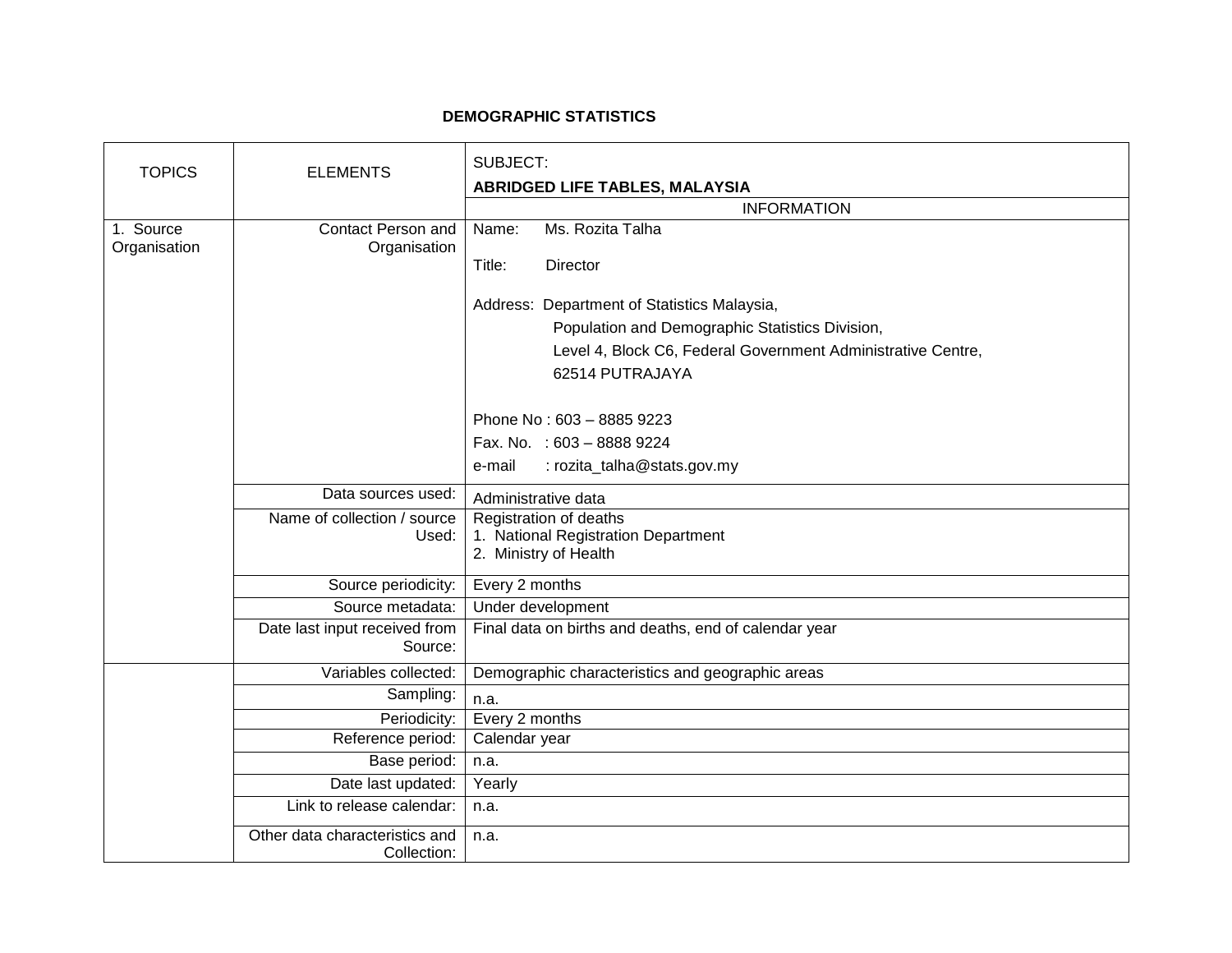**DEMOGRAPHIC STATISTICS**

| TOPICS | ELEMENTS | SUBJECT: **ABRIDGED LIFE TABLES, MALAYSIA** |
|---|---|---|
| | | INFORMATION |
| 1. Source Organisation | Contact Person and Organisation | Name: Ms. Rozita Talha<br><br>Title: Director<br><br>Address: Department of Statistics Malaysia,<br>Population and Demographic Statistics Division,<br>Level 4, Block C6, Federal Government Administrative Centre,<br>62514 PUTRAJAYA<br><br>Phone No : 603 – 8885 9223<br>Fax. No. : 603 – 8888 9224<br>e-mail : rozita_talha@stats.gov.my |
| | Data sources used: | Administrative data |
| | Name of collection / source Used: | Registration of deaths<br>1. National Registration Department<br>2. Ministry of Health |
| | Source periodicity: | Every 2 months |
| | Source metadata: | Under development |
| | Date last input received from Source: | Final data on births and deaths, end of calendar year |
| | Variables collected: | Demographic characteristics and geographic areas |
| | Sampling: | n.a. |
| | Periodicity: | Every 2 months |
| | Reference period: | Calendar year |
| | Base period: | n.a. |
| | Date last updated: | Yearly |
| | Link to release calendar: | n.a. |
| | Other data characteristics and Collection: | n.a. |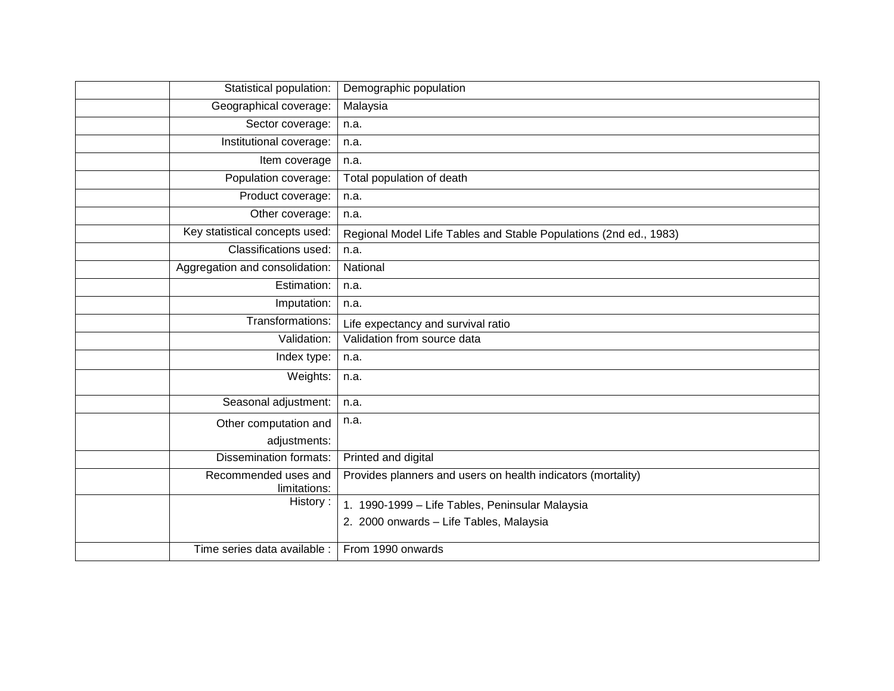| | | |
|---|---|---|
| | Statistical population: | Demographic population |
| | Geographical coverage: | Malaysia |
| | Sector coverage: | n.a. |
| | Institutional coverage: | n.a. |
| | Item coverage | n.a. |
| | Population coverage: | Total population of death |
| | Product coverage: | n.a. |
| | Other coverage: | n.a. |
| | Key statistical concepts used: | Regional Model Life Tables and Stable Populations (2nd ed., 1983) |
| | Classifications used: | n.a. |
| | Aggregation and consolidation: | National |
| | Estimation: | n.a. |
| | Imputation: | n.a. |
| | Transformations: | Life expectancy and survival ratio |
| | Validation: | Validation from source data |
| | Index type: | n.a. |
| | Weights: | n.a. |
| | Seasonal adjustment: | n.a. |
| | Other computation and adjustments: | n.a. |
| | Dissemination formats: | Printed and digital |
| | Recommended uses and limitations: | Provides planners and users on health indicators (mortality) |
| | History : | 1. 1990-1999 – Life Tables, Peninsular Malaysia<br>2. 2000 onwards – Life Tables, Malaysia |
| | Time series data available : | From 1990 onwards |